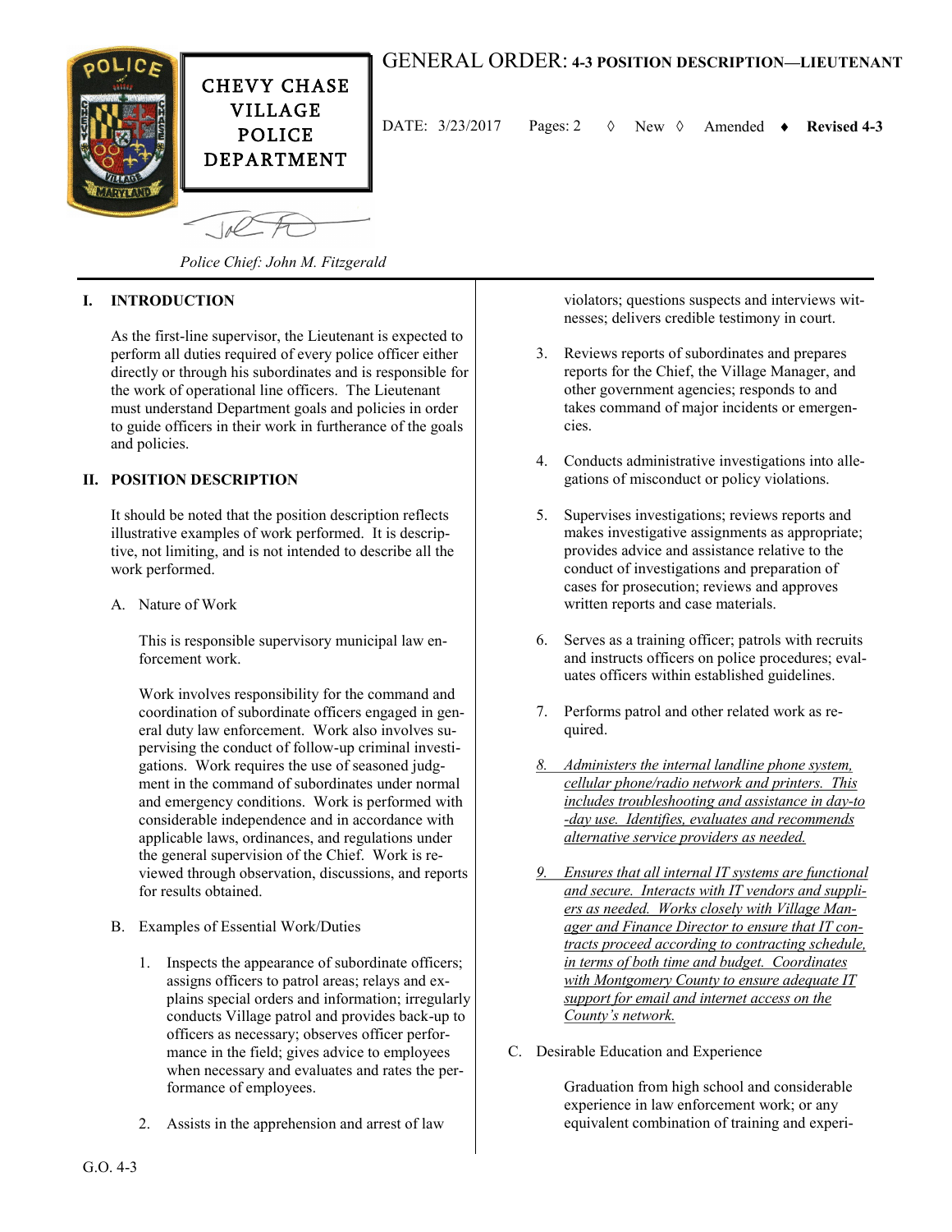# GENERAL ORDER: 4-3 POSITION DESCRIPTION—LIEUTENANT

CHEVY CHASE VILLAGE POLICE DEPARTMENT

DATE: 3/23/2017 Pages: 2 ◊ New ◊ Amended ♦ **Revised 4-3**

*Police Chief: John M. Fitzgerald*

## I. INTRODUCTION

As the first-line supervisor, the Lieutenant is expected to perform all duties required of every police officer either directly or through his subordinates and is responsible for the work of operational line officers. The Lieutenant must understand Department goals and policies in order to guide officers in their work in furtherance of the goals and policies.

## II. POSITION DESCRIPTION

It should be noted that the position description reflects illustrative examples of work performed. It is descriptive, not limiting, and is not intended to describe all the work performed.

A. Nature of Work

This is responsible supervisory municipal law enforcement work.

Work involves responsibility for the command and coordination of subordinate officers engaged in general duty law enforcement. Work also involves supervising the conduct of follow-up criminal investigations. Work requires the use of seasoned judgment in the command of subordinates under normal and emergency conditions. Work is performed with considerable independence and in accordance with applicable laws, ordinances, and regulations under the general supervision of the Chief. Work is reviewed through observation, discussions, and reports for results obtained.

B. Examples of Essential Work/Duties

1. Inspects the appearance of subordinate officers; assigns officers to patrol areas; relays and explains special orders and information; irregularly conducts Village patrol and provides back-up to officers as necessary; observes officer performance in the field; gives advice to employees when necessary and evaluates and rates the performance of employees.
2. Assists in the apprehension and arrest of law violators; questions suspects and interviews witnesses; delivers credible testimony in court.
3. Reviews reports of subordinates and prepares reports for the Chief, the Village Manager, and other government agencies; responds to and takes command of major incidents or emergencies.
4. Conducts administrative investigations into allegations of misconduct or policy violations.
5. Supervises investigations; reviews reports and makes investigative assignments as appropriate; provides advice and assistance relative to the conduct of investigations and preparation of cases for prosecution; reviews and approves written reports and case materials.
6. Serves as a training officer; patrols with recruits and instructs officers on police procedures; evaluates officers within established guidelines.
7. Performs patrol and other related work as required.
8. *Administers the internal landline phone system, cellular phone/radio network and printers. This includes troubleshooting and assistance in day-to-day use. Identifies, evaluates and recommends alternative service providers as needed.*
9. *Ensures that all internal IT systems are functional and secure. Interacts with IT vendors and suppliers as needed. Works closely with Village Manager and Finance Director to ensure that IT contracts proceed according to contracting schedule, in terms of both time and budget. Coordinates with Montgomery County to ensure adequate IT support for email and internet access on the County's network.*

C. Desirable Education and Experience

Graduation from high school and considerable experience in law enforcement work; or any equivalent combination of training and experi-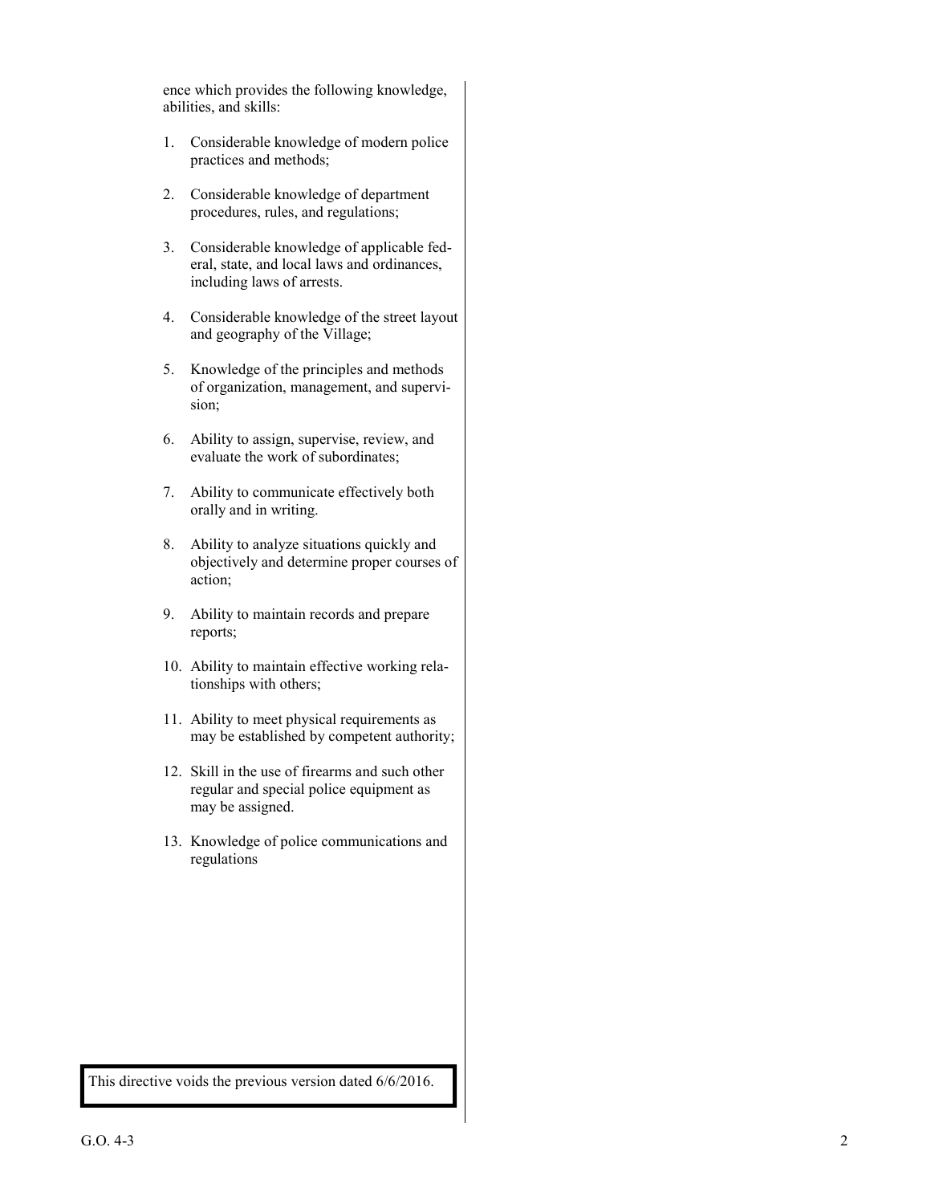ence which provides the following knowledge, abilities, and skills:

1. Considerable knowledge of modern police practices and methods;
2. Considerable knowledge of department procedures, rules, and regulations;
3. Considerable knowledge of applicable federal, state, and local laws and ordinances, including laws of arrests.
4. Considerable knowledge of the street layout and geography of the Village;
5. Knowledge of the principles and methods of organization, management, and supervision;
6. Ability to assign, supervise, review, and evaluate the work of subordinates;
7. Ability to communicate effectively both orally and in writing.
8. Ability to analyze situations quickly and objectively and determine proper courses of action;
9. Ability to maintain records and prepare reports;
10. Ability to maintain effective working relationships with others;
11. Ability to meet physical requirements as may be established by competent authority;
12. Skill in the use of firearms and such other regular and special police equipment as may be assigned.
13. Knowledge of police communications and regulations

This directive voids the previous version dated 6/6/2016.